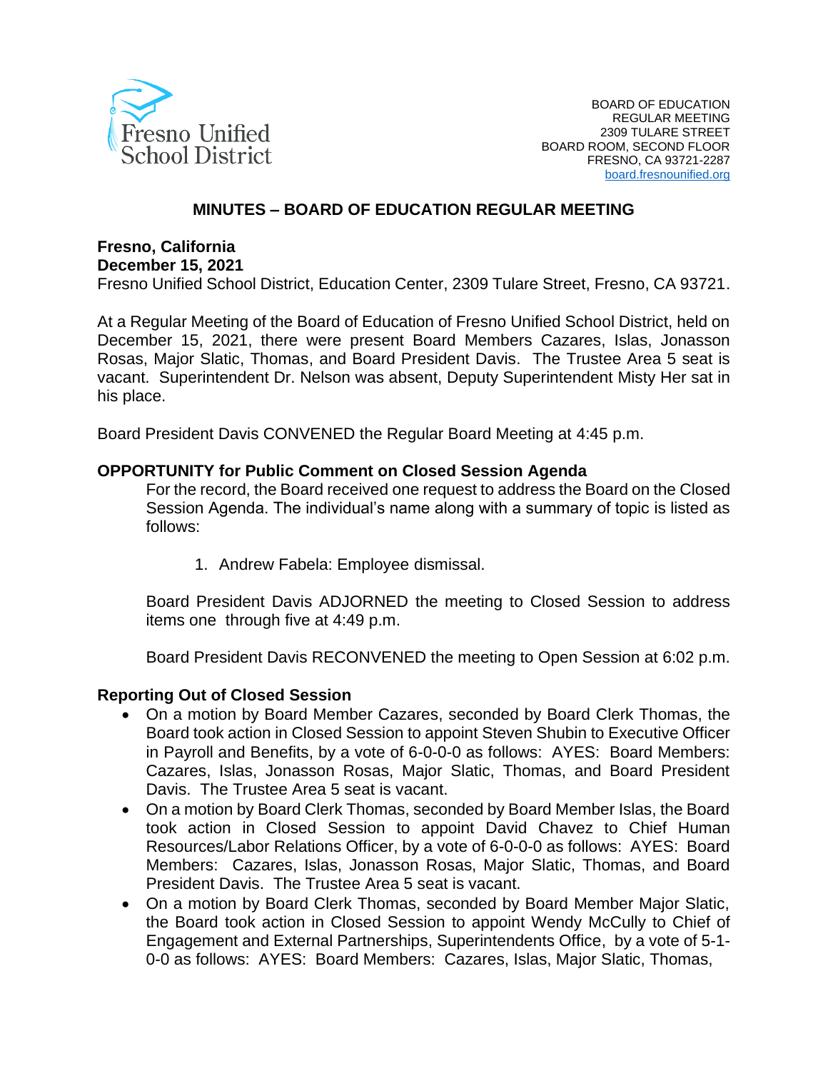BOARD OF EDUCATION
REGULAR MEETING
2309 TULARE STREET
BOARD ROOM, SECOND FLOOR
FRESNO, CA 93721-2287
board.fresnounified.org

## MINUTES – BOARD OF EDUCATION REGULAR MEETING

**Fresno, California**
**December 15, 2021**
Fresno Unified School District, Education Center, 2309 Tulare Street, Fresno, CA 93721.

At a Regular Meeting of the Board of Education of Fresno Unified School District, held on December 15, 2021, there were present Board Members Cazares, Islas, Jonasson Rosas, Major Slatic, Thomas, and Board President Davis. The Trustee Area 5 seat is vacant. Superintendent Dr. Nelson was absent, Deputy Superintendent Misty Her sat in his place.

Board President Davis CONVENED the Regular Board Meeting at 4:45 p.m.

**OPPORTUNITY for Public Comment on Closed Session Agenda**

For the record, the Board received one request to address the Board on the Closed Session Agenda. The individual's name along with a summary of topic is listed as follows:

1. Andrew Fabela: Employee dismissal.

Board President Davis ADJORNED the meeting to Closed Session to address items one through five at 4:49 p.m.

Board President Davis RECONVENED the meeting to Open Session at 6:02 p.m.

**Reporting Out of Closed Session**

- On a motion by Board Member Cazares, seconded by Board Clerk Thomas, the Board took action in Closed Session to appoint Steven Shubin to Executive Officer in Payroll and Benefits, by a vote of 6-0-0-0 as follows: AYES: Board Members: Cazares, Islas, Jonasson Rosas, Major Slatic, Thomas, and Board President Davis. The Trustee Area 5 seat is vacant.
- On a motion by Board Clerk Thomas, seconded by Board Member Islas, the Board took action in Closed Session to appoint David Chavez to Chief Human Resources/Labor Relations Officer, by a vote of 6-0-0-0 as follows: AYES: Board Members: Cazares, Islas, Jonasson Rosas, Major Slatic, Thomas, and Board President Davis. The Trustee Area 5 seat is vacant.
- On a motion by Board Clerk Thomas, seconded by Board Member Major Slatic, the Board took action in Closed Session to appoint Wendy McCully to Chief of Engagement and External Partnerships, Superintendents Office, by a vote of 5-1-0-0 as follows: AYES: Board Members: Cazares, Islas, Major Slatic, Thomas,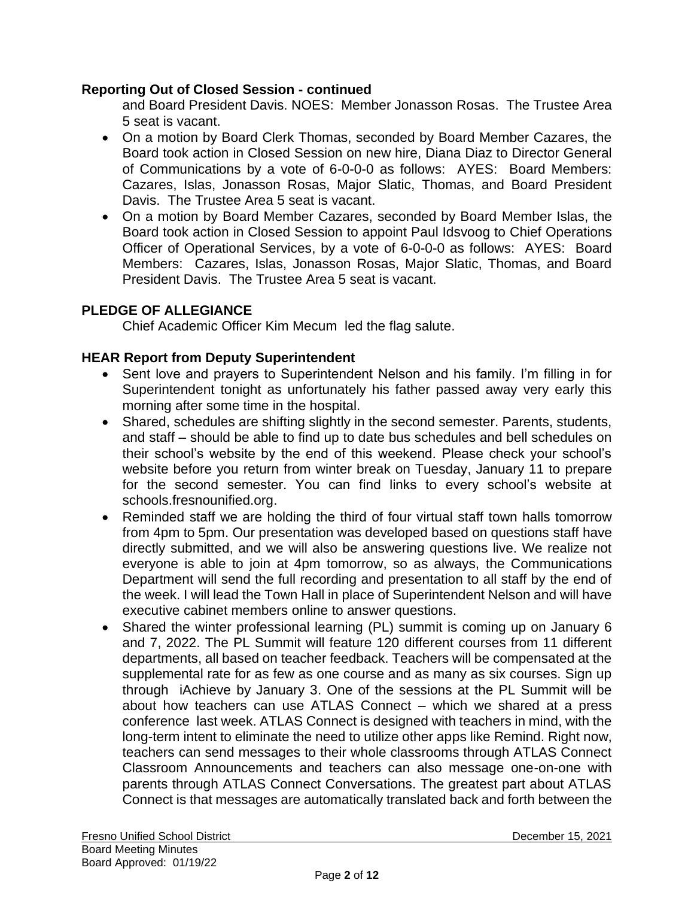**Reporting Out of Closed Session - continued**

and Board President Davis. NOES: Member Jonasson Rosas. The Trustee Area 5 seat is vacant.

- On a motion by Board Clerk Thomas, seconded by Board Member Cazares, the Board took action in Closed Session on new hire, Diana Diaz to Director General of Communications by a vote of 6-0-0-0 as follows: AYES: Board Members: Cazares, Islas, Jonasson Rosas, Major Slatic, Thomas, and Board President Davis. The Trustee Area 5 seat is vacant.
- On a motion by Board Member Cazares, seconded by Board Member Islas, the Board took action in Closed Session to appoint Paul Idsvoog to Chief Operations Officer of Operational Services, by a vote of 6-0-0-0 as follows: AYES: Board Members: Cazares, Islas, Jonasson Rosas, Major Slatic, Thomas, and Board President Davis. The Trustee Area 5 seat is vacant.

**PLEDGE OF ALLEGIANCE**

Chief Academic Officer Kim Mecum led the flag salute.

**HEAR Report from Deputy Superintendent**

- Sent love and prayers to Superintendent Nelson and his family. I'm filling in for Superintendent tonight as unfortunately his father passed away very early this morning after some time in the hospital.
- Shared, schedules are shifting slightly in the second semester. Parents, students, and staff – should be able to find up to date bus schedules and bell schedules on their school's website by the end of this weekend. Please check your school's website before you return from winter break on Tuesday, January 11 to prepare for the second semester. You can find links to every school's website at schools.fresnounified.org.
- Reminded staff we are holding the third of four virtual staff town halls tomorrow from 4pm to 5pm. Our presentation was developed based on questions staff have directly submitted, and we will also be answering questions live. We realize not everyone is able to join at 4pm tomorrow, so as always, the Communications Department will send the full recording and presentation to all staff by the end of the week. I will lead the Town Hall in place of Superintendent Nelson and will have executive cabinet members online to answer questions.
- Shared the winter professional learning (PL) summit is coming up on January 6 and 7, 2022. The PL Summit will feature 120 different courses from 11 different departments, all based on teacher feedback. Teachers will be compensated at the supplemental rate for as few as one course and as many as six courses. Sign up through iAchieve by January 3. One of the sessions at the PL Summit will be about how teachers can use ATLAS Connect – which we shared at a press conference last week. ATLAS Connect is designed with teachers in mind, with the long-term intent to eliminate the need to utilize other apps like Remind. Right now, teachers can send messages to their whole classrooms through ATLAS Connect Classroom Announcements and teachers can also message one-on-one with parents through ATLAS Connect Conversations. The greatest part about ATLAS Connect is that messages are automatically translated back and forth between the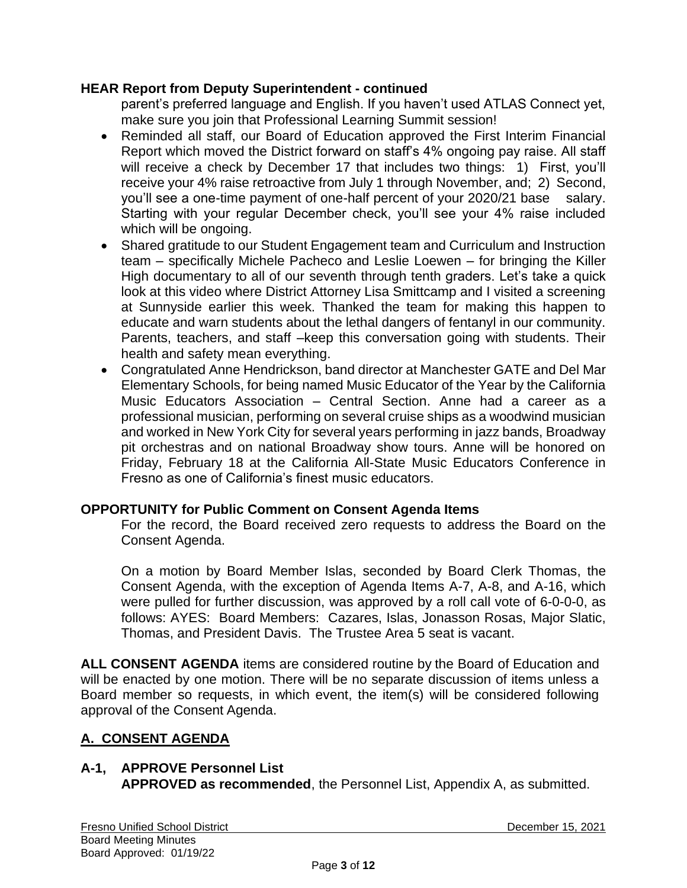**HEAR Report from Deputy Superintendent - continued**

parent's preferred language and English. If you haven't used ATLAS Connect yet, make sure you join that Professional Learning Summit session!

- Reminded all staff, our Board of Education approved the First Interim Financial Report which moved the District forward on staff's 4% ongoing pay raise. All staff will receive a check by December 17 that includes two things: 1) First, you'll receive your 4% raise retroactive from July 1 through November, and; 2) Second, you'll see a one-time payment of one-half percent of your 2020/21 base salary. Starting with your regular December check, you'll see your 4% raise included which will be ongoing.
- Shared gratitude to our Student Engagement team and Curriculum and Instruction team – specifically Michele Pacheco and Leslie Loewen – for bringing the Killer High documentary to all of our seventh through tenth graders. Let's take a quick look at this video where District Attorney Lisa Smittcamp and I visited a screening at Sunnyside earlier this week. Thanked the team for making this happen to educate and warn students about the lethal dangers of fentanyl in our community. Parents, teachers, and staff –keep this conversation going with students. Their health and safety mean everything.
- Congratulated Anne Hendrickson, band director at Manchester GATE and Del Mar Elementary Schools, for being named Music Educator of the Year by the California Music Educators Association – Central Section. Anne had a career as a professional musician, performing on several cruise ships as a woodwind musician and worked in New York City for several years performing in jazz bands, Broadway pit orchestras and on national Broadway show tours. Anne will be honored on Friday, February 18 at the California All-State Music Educators Conference in Fresno as one of California's finest music educators.

**OPPORTUNITY for Public Comment on Consent Agenda Items**

For the record, the Board received zero requests to address the Board on the Consent Agenda.

On a motion by Board Member Islas, seconded by Board Clerk Thomas, the Consent Agenda, with the exception of Agenda Items A-7, A-8, and A-16, which were pulled for further discussion, was approved by a roll call vote of 6-0-0-0, as follows: AYES: Board Members: Cazares, Islas, Jonasson Rosas, Major Slatic, Thomas, and President Davis. The Trustee Area 5 seat is vacant.

**ALL CONSENT AGENDA** items are considered routine by the Board of Education and will be enacted by one motion. There will be no separate discussion of items unless a Board member so requests, in which event, the item(s) will be considered following approval of the Consent Agenda.

## A. CONSENT AGENDA

**A-1, APPROVE Personnel List**

**APPROVED as recommended**, the Personnel List, Appendix A, as submitted.

Fresno Unified School District
Board Meeting Minutes
Board Approved: 01/19/22

December 15, 2021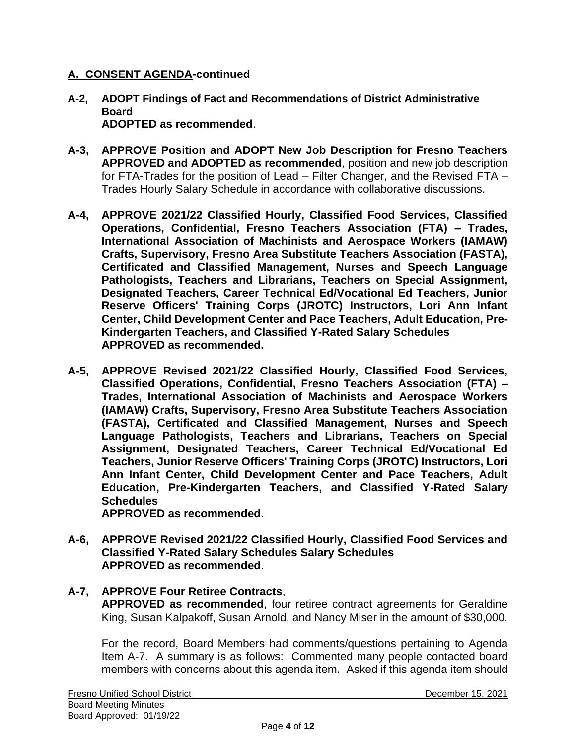## A. CONSENT AGENDA-continued

**A-2, ADOPT Findings of Fact and Recommendations of District Administrative Board**
**ADOPTED as recommended**.

**A-3, APPROVE Position and ADOPT New Job Description for Fresno Teachers**
**APPROVED and ADOPTED as recommended**, position and new job description for FTA-Trades for the position of Lead – Filter Changer, and the Revised FTA – Trades Hourly Salary Schedule in accordance with collaborative discussions.

**A-4, APPROVE 2021/22 Classified Hourly, Classified Food Services, Classified Operations, Confidential, Fresno Teachers Association (FTA) – Trades, International Association of Machinists and Aerospace Workers (IAMAW) Crafts, Supervisory, Fresno Area Substitute Teachers Association (FASTA), Certificated and Classified Management, Nurses and Speech Language Pathologists, Teachers and Librarians, Teachers on Special Assignment, Designated Teachers, Career Technical Ed/Vocational Ed Teachers, Junior Reserve Officers' Training Corps (JROTC) Instructors, Lori Ann Infant Center, Child Development Center and Pace Teachers, Adult Education, Pre-Kindergarten Teachers, and Classified Y-Rated Salary Schedules**
**APPROVED as recommended.**

**A-5, APPROVE Revised 2021/22 Classified Hourly, Classified Food Services, Classified Operations, Confidential, Fresno Teachers Association (FTA) – Trades, International Association of Machinists and Aerospace Workers (IAMAW) Crafts, Supervisory, Fresno Area Substitute Teachers Association (FASTA), Certificated and Classified Management, Nurses and Speech Language Pathologists, Teachers and Librarians, Teachers on Special Assignment, Designated Teachers, Career Technical Ed/Vocational Ed Teachers, Junior Reserve Officers' Training Corps (JROTC) Instructors, Lori Ann Infant Center, Child Development Center and Pace Teachers, Adult Education, Pre-Kindergarten Teachers, and Classified Y-Rated Salary Schedules**
**APPROVED as recommended**.

**A-6, APPROVE Revised 2021/22 Classified Hourly, Classified Food Services and Classified Y-Rated Salary Schedules Salary Schedules**
**APPROVED as recommended**.

**A-7, APPROVE Four Retiree Contracts**,
**APPROVED as recommended**, four retiree contract agreements for Geraldine King, Susan Kalpakoff, Susan Arnold, and Nancy Miser in the amount of $30,000.

For the record, Board Members had comments/questions pertaining to Agenda Item A-7. A summary is as follows: Commented many people contacted board members with concerns about this agenda item. Asked if this agenda item should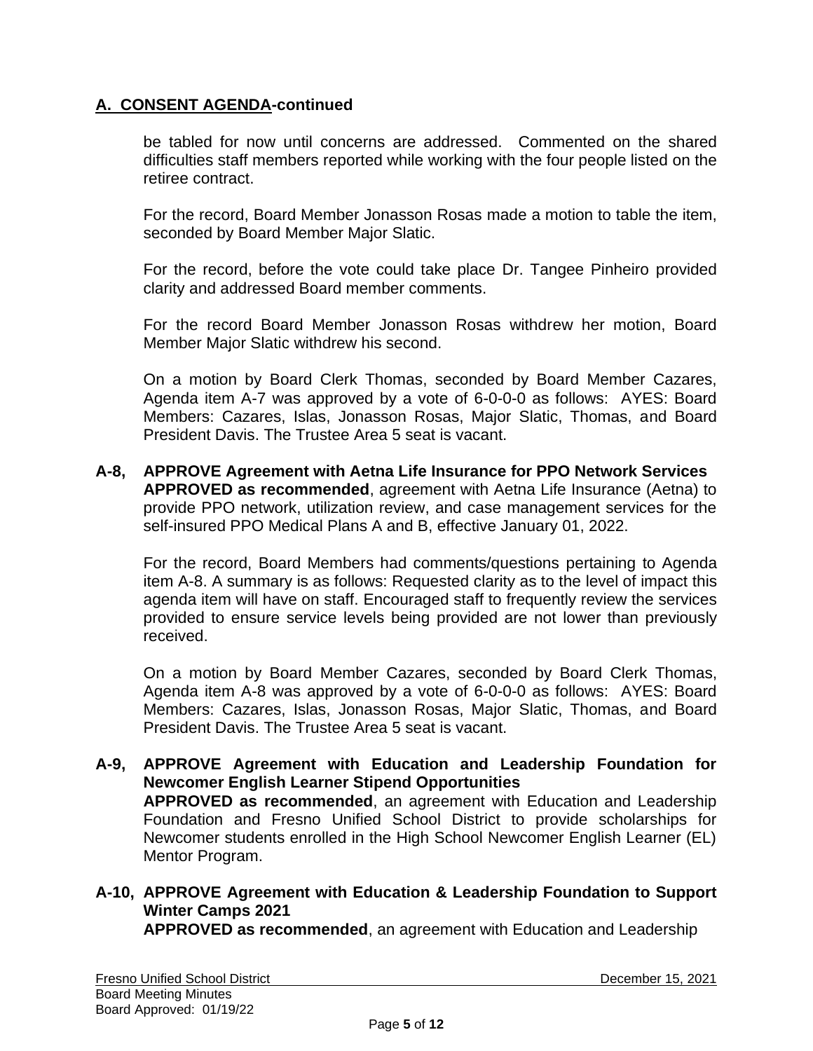## A. CONSENT AGENDA-continued

be tabled for now until concerns are addressed. Commented on the shared difficulties staff members reported while working with the four people listed on the retiree contract.

For the record, Board Member Jonasson Rosas made a motion to table the item, seconded by Board Member Major Slatic.

For the record, before the vote could take place Dr. Tangee Pinheiro provided clarity and addressed Board member comments.

For the record Board Member Jonasson Rosas withdrew her motion, Board Member Major Slatic withdrew his second.

On a motion by Board Clerk Thomas, seconded by Board Member Cazares, Agenda item A-7 was approved by a vote of 6-0-0-0 as follows: AYES: Board Members: Cazares, Islas, Jonasson Rosas, Major Slatic, Thomas, and Board President Davis. The Trustee Area 5 seat is vacant.

**A-8, APPROVE Agreement with Aetna Life Insurance for PPO Network Services**
**APPROVED as recommended**, agreement with Aetna Life Insurance (Aetna) to provide PPO network, utilization review, and case management services for the self-insured PPO Medical Plans A and B, effective January 01, 2022.

For the record, Board Members had comments/questions pertaining to Agenda item A-8. A summary is as follows: Requested clarity as to the level of impact this agenda item will have on staff. Encouraged staff to frequently review the services provided to ensure service levels being provided are not lower than previously received.

On a motion by Board Member Cazares, seconded by Board Clerk Thomas, Agenda item A-8 was approved by a vote of 6-0-0-0 as follows: AYES: Board Members: Cazares, Islas, Jonasson Rosas, Major Slatic, Thomas, and Board President Davis. The Trustee Area 5 seat is vacant.

**A-9, APPROVE Agreement with Education and Leadership Foundation for Newcomer English Learner Stipend Opportunities**
**APPROVED as recommended**, an agreement with Education and Leadership Foundation and Fresno Unified School District to provide scholarships for Newcomer students enrolled in the High School Newcomer English Learner (EL) Mentor Program.

**A-10, APPROVE Agreement with Education & Leadership Foundation to Support Winter Camps 2021**
**APPROVED as recommended**, an agreement with Education and Leadership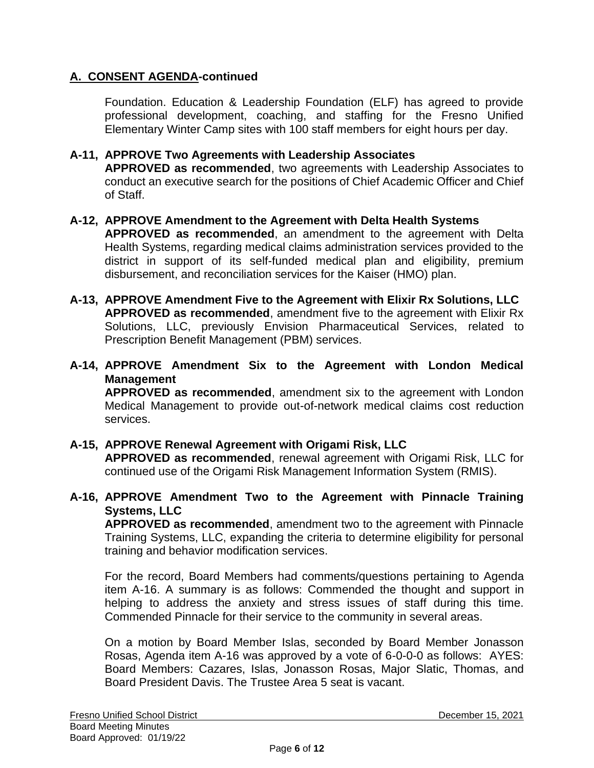## A. CONSENT AGENDA-continued

Foundation. Education & Leadership Foundation (ELF) has agreed to provide professional development, coaching, and staffing for the Fresno Unified Elementary Winter Camp sites with 100 staff members for eight hours per day.

**A-11, APPROVE Two Agreements with Leadership Associates**
**APPROVED as recommended**, two agreements with Leadership Associates to conduct an executive search for the positions of Chief Academic Officer and Chief of Staff.

**A-12, APPROVE Amendment to the Agreement with Delta Health Systems**
**APPROVED as recommended**, an amendment to the agreement with Delta Health Systems, regarding medical claims administration services provided to the district in support of its self-funded medical plan and eligibility, premium disbursement, and reconciliation services for the Kaiser (HMO) plan.

**A-13, APPROVE Amendment Five to the Agreement with Elixir Rx Solutions, LLC**
**APPROVED as recommended**, amendment five to the agreement with Elixir Rx Solutions, LLC, previously Envision Pharmaceutical Services, related to Prescription Benefit Management (PBM) services.

**A-14, APPROVE Amendment Six to the Agreement with London Medical Management**
**APPROVED as recommended**, amendment six to the agreement with London Medical Management to provide out-of-network medical claims cost reduction services.

**A-15, APPROVE Renewal Agreement with Origami Risk, LLC**
**APPROVED as recommended**, renewal agreement with Origami Risk, LLC for continued use of the Origami Risk Management Information System (RMIS).

**A-16, APPROVE Amendment Two to the Agreement with Pinnacle Training Systems, LLC**
**APPROVED as recommended**, amendment two to the agreement with Pinnacle Training Systems, LLC, expanding the criteria to determine eligibility for personal training and behavior modification services.

For the record, Board Members had comments/questions pertaining to Agenda item A-16. A summary is as follows: Commended the thought and support in helping to address the anxiety and stress issues of staff during this time. Commended Pinnacle for their service to the community in several areas.

On a motion by Board Member Islas, seconded by Board Member Jonasson Rosas, Agenda item A-16 was approved by a vote of 6-0-0-0 as follows: AYES: Board Members: Cazares, Islas, Jonasson Rosas, Major Slatic, Thomas, and Board President Davis. The Trustee Area 5 seat is vacant.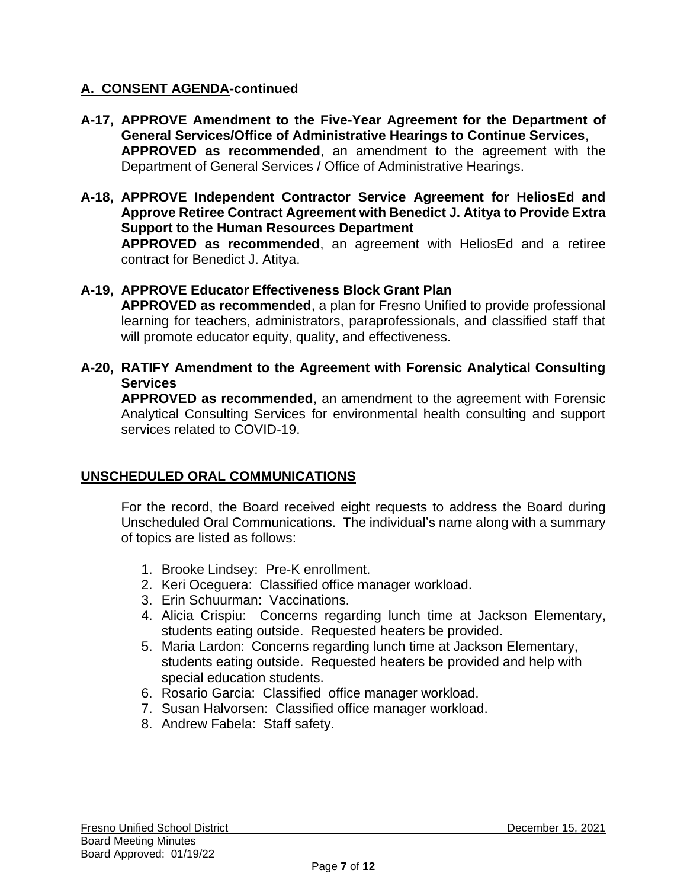## A. CONSENT AGENDA-continued

**A-17, APPROVE Amendment to the Five-Year Agreement for the Department of General Services/Office of Administrative Hearings to Continue Services**,
**APPROVED as recommended**, an amendment to the agreement with the Department of General Services / Office of Administrative Hearings.

**A-18, APPROVE Independent Contractor Service Agreement for HeliosEd and Approve Retiree Contract Agreement with Benedict J. Atitya to Provide Extra Support to the Human Resources Department**
**APPROVED as recommended**, an agreement with HeliosEd and a retiree contract for Benedict J. Atitya.

**A-19, APPROVE Educator Effectiveness Block Grant Plan**
**APPROVED as recommended**, a plan for Fresno Unified to provide professional learning for teachers, administrators, paraprofessionals, and classified staff that will promote educator equity, quality, and effectiveness.

**A-20, RATIFY Amendment to the Agreement with Forensic Analytical Consulting Services**
**APPROVED as recommended**, an amendment to the agreement with Forensic Analytical Consulting Services for environmental health consulting and support services related to COVID-19.

## UNSCHEDULED ORAL COMMUNICATIONS

For the record, the Board received eight requests to address the Board during Unscheduled Oral Communications. The individual's name along with a summary of topics are listed as follows:

1. Brooke Lindsey: Pre-K enrollment.
2. Keri Oceguera: Classified office manager workload.
3. Erin Schuurman: Vaccinations.
4. Alicia Crispiu: Concerns regarding lunch time at Jackson Elementary, students eating outside. Requested heaters be provided.
5. Maria Lardon: Concerns regarding lunch time at Jackson Elementary, students eating outside. Requested heaters be provided and help with special education students.
6. Rosario Garcia: Classified office manager workload.
7. Susan Halvorsen: Classified office manager workload.
8. Andrew Fabela: Staff safety.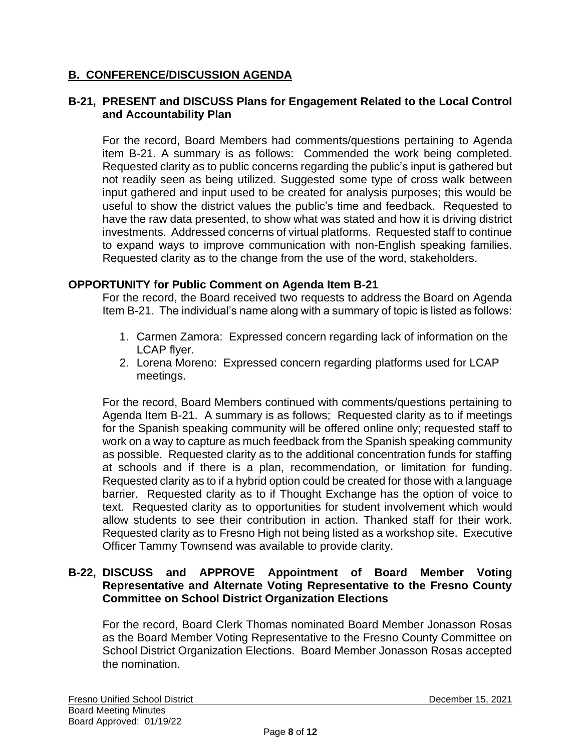## B. CONFERENCE/DISCUSSION AGENDA

### B-21, PRESENT and DISCUSS Plans for Engagement Related to the Local Control and Accountability Plan

For the record, Board Members had comments/questions pertaining to Agenda item B-21. A summary is as follows: Commended the work being completed. Requested clarity as to public concerns regarding the public's input is gathered but not readily seen as being utilized. Suggested some type of cross walk between input gathered and input used to be created for analysis purposes; this would be useful to show the district values the public's time and feedback. Requested to have the raw data presented, to show what was stated and how it is driving district investments. Addressed concerns of virtual platforms. Requested staff to continue to expand ways to improve communication with non-English speaking families. Requested clarity as to the change from the use of the word, stakeholders.

### OPPORTUNITY for Public Comment on Agenda Item B-21

For the record, the Board received two requests to address the Board on Agenda Item B-21. The individual's name along with a summary of topic is listed as follows:

1. Carmen Zamora: Expressed concern regarding lack of information on the LCAP flyer.
2. Lorena Moreno: Expressed concern regarding platforms used for LCAP meetings.

For the record, Board Members continued with comments/questions pertaining to Agenda Item B-21. A summary is as follows; Requested clarity as to if meetings for the Spanish speaking community will be offered online only; requested staff to work on a way to capture as much feedback from the Spanish speaking community as possible. Requested clarity as to the additional concentration funds for staffing at schools and if there is a plan, recommendation, or limitation for funding. Requested clarity as to if a hybrid option could be created for those with a language barrier. Requested clarity as to if Thought Exchange has the option of voice to text. Requested clarity as to opportunities for student involvement which would allow students to see their contribution in action. Thanked staff for their work. Requested clarity as to Fresno High not being listed as a workshop site. Executive Officer Tammy Townsend was available to provide clarity.

### B-22, DISCUSS and APPROVE Appointment of Board Member Voting Representative and Alternate Voting Representative to the Fresno County Committee on School District Organization Elections

For the record, Board Clerk Thomas nominated Board Member Jonasson Rosas as the Board Member Voting Representative to the Fresno County Committee on School District Organization Elections. Board Member Jonasson Rosas accepted the nomination.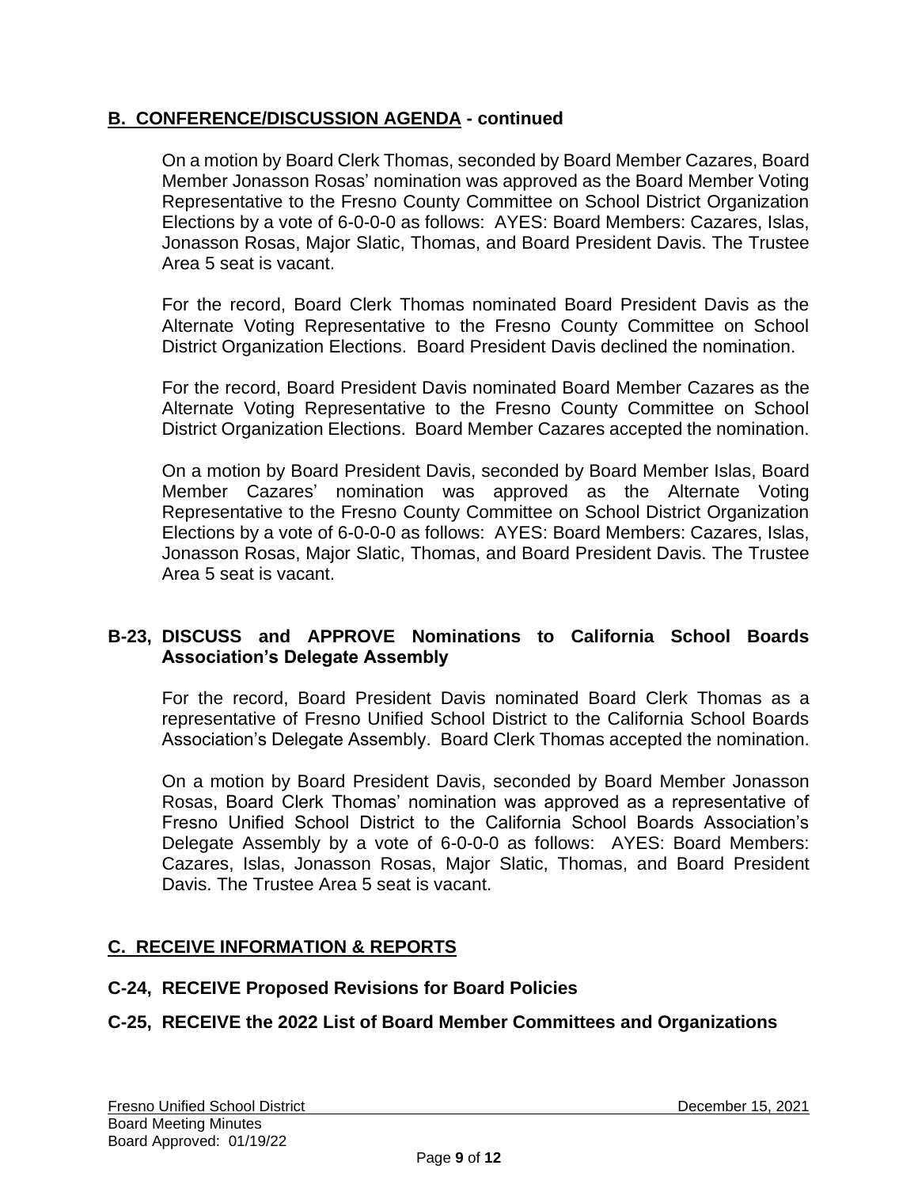## B. CONFERENCE/DISCUSSION AGENDA - continued

On a motion by Board Clerk Thomas, seconded by Board Member Cazares, Board Member Jonasson Rosas' nomination was approved as the Board Member Voting Representative to the Fresno County Committee on School District Organization Elections by a vote of 6-0-0-0 as follows: AYES: Board Members: Cazares, Islas, Jonasson Rosas, Major Slatic, Thomas, and Board President Davis. The Trustee Area 5 seat is vacant.

For the record, Board Clerk Thomas nominated Board President Davis as the Alternate Voting Representative to the Fresno County Committee on School District Organization Elections. Board President Davis declined the nomination.

For the record, Board President Davis nominated Board Member Cazares as the Alternate Voting Representative to the Fresno County Committee on School District Organization Elections. Board Member Cazares accepted the nomination.

On a motion by Board President Davis, seconded by Board Member Islas, Board Member Cazares' nomination was approved as the Alternate Voting Representative to the Fresno County Committee on School District Organization Elections by a vote of 6-0-0-0 as follows: AYES: Board Members: Cazares, Islas, Jonasson Rosas, Major Slatic, Thomas, and Board President Davis. The Trustee Area 5 seat is vacant.

### B-23, DISCUSS and APPROVE Nominations to California School Boards Association's Delegate Assembly

For the record, Board President Davis nominated Board Clerk Thomas as a representative of Fresno Unified School District to the California School Boards Association's Delegate Assembly. Board Clerk Thomas accepted the nomination.

On a motion by Board President Davis, seconded by Board Member Jonasson Rosas, Board Clerk Thomas' nomination was approved as a representative of Fresno Unified School District to the California School Boards Association's Delegate Assembly by a vote of 6-0-0-0 as follows: AYES: Board Members: Cazares, Islas, Jonasson Rosas, Major Slatic, Thomas, and Board President Davis. The Trustee Area 5 seat is vacant.

## C. RECEIVE INFORMATION & REPORTS

### C-24, RECEIVE Proposed Revisions for Board Policies

### C-25, RECEIVE the 2022 List of Board Member Committees and Organizations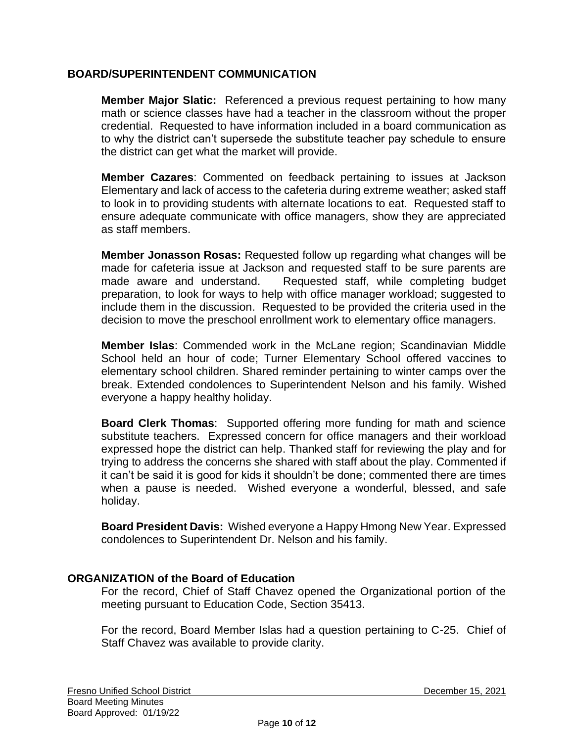## BOARD/SUPERINTENDENT COMMUNICATION

**Member Major Slatic:** Referenced a previous request pertaining to how many math or science classes have had a teacher in the classroom without the proper credential. Requested to have information included in a board communication as to why the district can't supersede the substitute teacher pay schedule to ensure the district can get what the market will provide.

**Member Cazares**: Commented on feedback pertaining to issues at Jackson Elementary and lack of access to the cafeteria during extreme weather; asked staff to look in to providing students with alternate locations to eat. Requested staff to ensure adequate communicate with office managers, show they are appreciated as staff members.

**Member Jonasson Rosas:** Requested follow up regarding what changes will be made for cafeteria issue at Jackson and requested staff to be sure parents are made aware and understand. Requested staff, while completing budget preparation, to look for ways to help with office manager workload; suggested to include them in the discussion. Requested to be provided the criteria used in the decision to move the preschool enrollment work to elementary office managers.

**Member Islas**: Commended work in the McLane region; Scandinavian Middle School held an hour of code; Turner Elementary School offered vaccines to elementary school children. Shared reminder pertaining to winter camps over the break. Extended condolences to Superintendent Nelson and his family. Wished everyone a happy healthy holiday.

**Board Clerk Thomas**: Supported offering more funding for math and science substitute teachers. Expressed concern for office managers and their workload expressed hope the district can help. Thanked staff for reviewing the play and for trying to address the concerns she shared with staff about the play. Commented if it can't be said it is good for kids it shouldn't be done; commented there are times when a pause is needed. Wished everyone a wonderful, blessed, and safe holiday.

**Board President Davis:** Wished everyone a Happy Hmong New Year. Expressed condolences to Superintendent Dr. Nelson and his family.

## ORGANIZATION of the Board of Education

For the record, Chief of Staff Chavez opened the Organizational portion of the meeting pursuant to Education Code, Section 35413.

For the record, Board Member Islas had a question pertaining to C-25. Chief of Staff Chavez was available to provide clarity.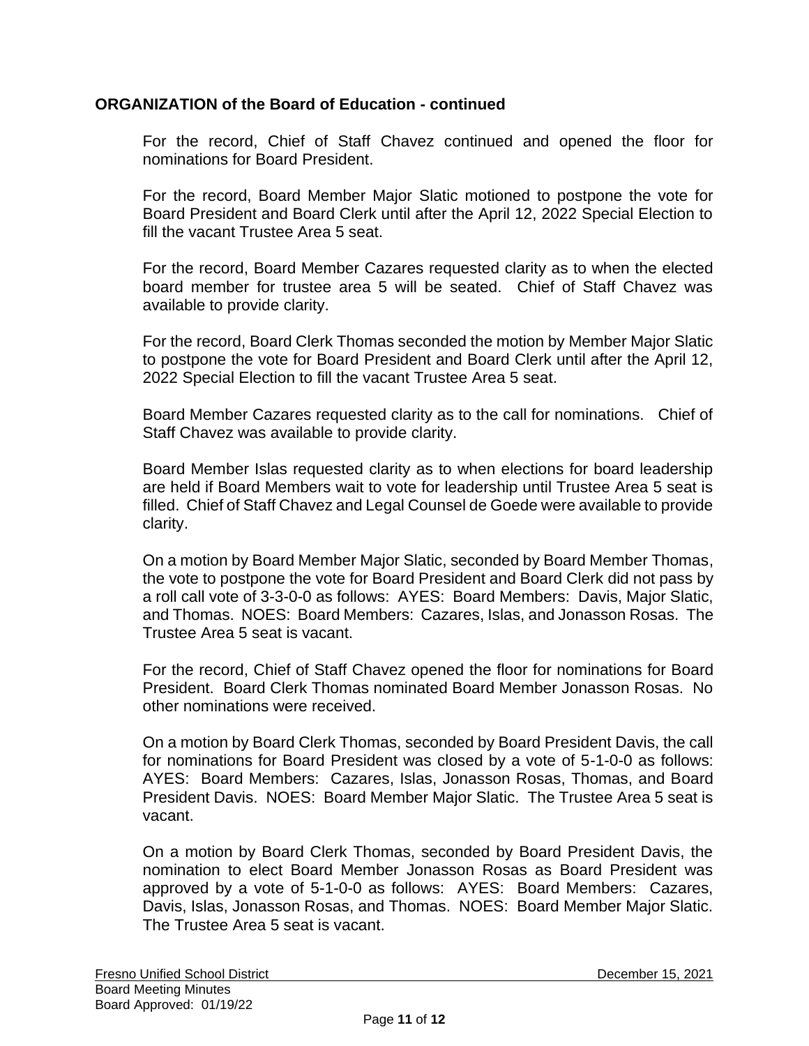**ORGANIZATION of the Board of Education - continued**

For the record, Chief of Staff Chavez continued and opened the floor for nominations for Board President.

For the record, Board Member Major Slatic motioned to postpone the vote for Board President and Board Clerk until after the April 12, 2022 Special Election to fill the vacant Trustee Area 5 seat.

For the record, Board Member Cazares requested clarity as to when the elected board member for trustee area 5 will be seated. Chief of Staff Chavez was available to provide clarity.

For the record, Board Clerk Thomas seconded the motion by Member Major Slatic to postpone the vote for Board President and Board Clerk until after the April 12, 2022 Special Election to fill the vacant Trustee Area 5 seat.

Board Member Cazares requested clarity as to the call for nominations. Chief of Staff Chavez was available to provide clarity.

Board Member Islas requested clarity as to when elections for board leadership are held if Board Members wait to vote for leadership until Trustee Area 5 seat is filled. Chief of Staff Chavez and Legal Counsel de Goede were available to provide clarity.

On a motion by Board Member Major Slatic, seconded by Board Member Thomas, the vote to postpone the vote for Board President and Board Clerk did not pass by a roll call vote of 3-3-0-0 as follows: AYES: Board Members: Davis, Major Slatic, and Thomas. NOES: Board Members: Cazares, Islas, and Jonasson Rosas. The Trustee Area 5 seat is vacant.

For the record, Chief of Staff Chavez opened the floor for nominations for Board President. Board Clerk Thomas nominated Board Member Jonasson Rosas. No other nominations were received.

On a motion by Board Clerk Thomas, seconded by Board President Davis, the call for nominations for Board President was closed by a vote of 5-1-0-0 as follows: AYES: Board Members: Cazares, Islas, Jonasson Rosas, Thomas, and Board President Davis. NOES: Board Member Major Slatic. The Trustee Area 5 seat is vacant.

On a motion by Board Clerk Thomas, seconded by Board President Davis, the nomination to elect Board Member Jonasson Rosas as Board President was approved by a vote of 5-1-0-0 as follows: AYES: Board Members: Cazares, Davis, Islas, Jonasson Rosas, and Thomas. NOES: Board Member Major Slatic. The Trustee Area 5 seat is vacant.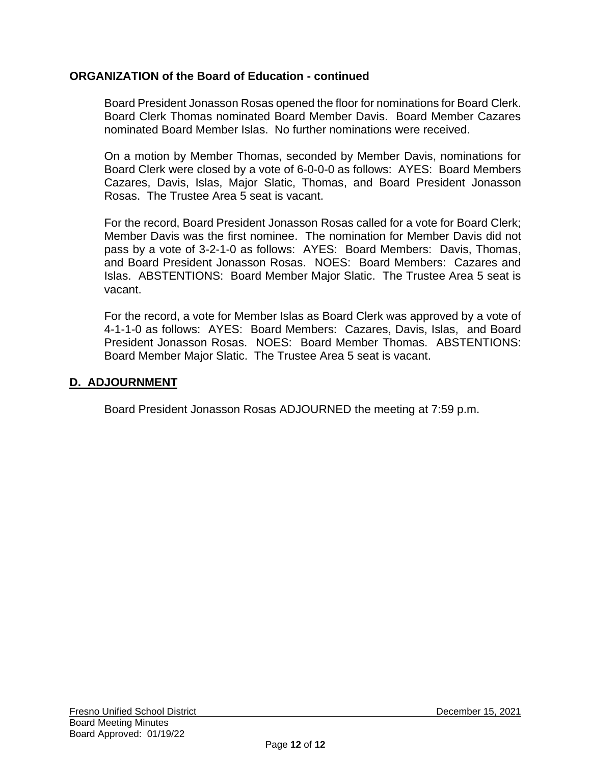**ORGANIZATION of the Board of Education - continued**

Board President Jonasson Rosas opened the floor for nominations for Board Clerk. Board Clerk Thomas nominated Board Member Davis. Board Member Cazares nominated Board Member Islas. No further nominations were received.

On a motion by Member Thomas, seconded by Member Davis, nominations for Board Clerk were closed by a vote of 6-0-0-0 as follows: AYES: Board Members Cazares, Davis, Islas, Major Slatic, Thomas, and Board President Jonasson Rosas. The Trustee Area 5 seat is vacant.

For the record, Board President Jonasson Rosas called for a vote for Board Clerk; Member Davis was the first nominee. The nomination for Member Davis did not pass by a vote of 3-2-1-0 as follows: AYES: Board Members: Davis, Thomas, and Board President Jonasson Rosas. NOES: Board Members: Cazares and Islas. ABSTENTIONS: Board Member Major Slatic. The Trustee Area 5 seat is vacant.

For the record, a vote for Member Islas as Board Clerk was approved by a vote of 4-1-1-0 as follows: AYES: Board Members: Cazares, Davis, Islas, and Board President Jonasson Rosas. NOES: Board Member Thomas. ABSTENTIONS: Board Member Major Slatic. The Trustee Area 5 seat is vacant.

## D. ADJOURNMENT

Board President Jonasson Rosas ADJOURNED the meeting at 7:59 p.m.